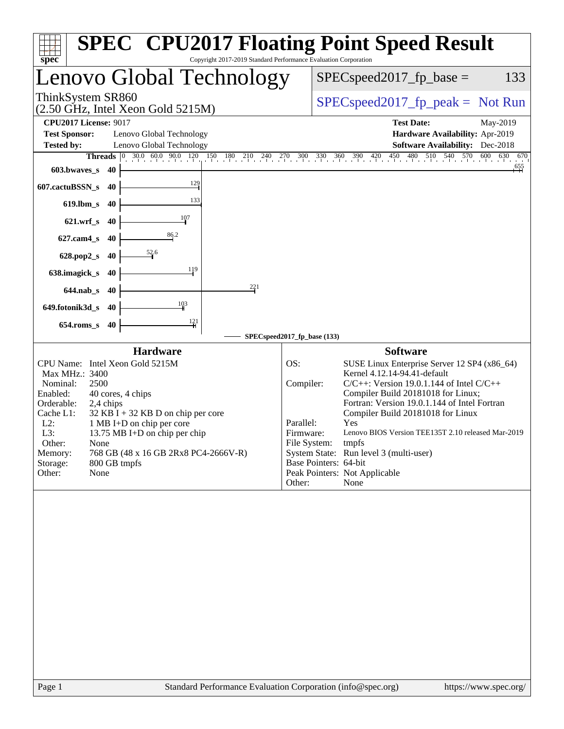# SPEC® CPU2017 Floating Point Speed Result

Copyright 2017-2019 Standard Performance Evaluation Corporation

## Lenovo Global Technology

ThinkSystem SR860
(2.50 GHz, Intel Xeon Gold 5215M)

SPECspeed2017_fp_base = 133

SPECspeed2017_fp_peak = Not Run

| | | | |
|---|---|---|---|
| **CPU2017 License:** | 9017 | **Test Date:** | May-2019 |
| **Test Sponsor:** | Lenovo Global Technology | **Hardware Availability:** | Apr-2019 |
| **Tested by:** | Lenovo Global Technology | **Software Availability:** | Dec-2018 |

| Benchmark | Threads | SPECspeed2017_fp_base (133) |
|---|---|---|
| 603.bwaves_s | 40 | 655 |
| 607.cactuBSSN_s | 40 | 129 |
| 619.lbm_s | 40 | 133 |
| 621.wrf_s | 40 | 107 |
| 627.cam4_s | 40 | 86.2 |
| 628.pop2_s | 40 | 52.6 |
| 638.imagick_s | 40 | 119 |
| 644.nab_s | 40 | 221 |
| 649.fotonik3d_s | 40 | 103 |
| 654.roms_s | 40 | 121 |

### Hardware

| | |
|---|---|
| CPU Name: | Intel Xeon Gold 5215M |
| Max MHz.: | 3400 |
| Nominal: | 2500 |
| Enabled: | 40 cores, 4 chips |
| Orderable: | 2,4 chips |
| Cache L1: | 32 KB I + 32 KB D on chip per core |
| L2: | 1 MB I+D on chip per core |
| L3: | 13.75 MB I+D on chip per chip |
| Other: | None |
| Memory: | 768 GB (48 x 16 GB 2Rx8 PC4-2666V-R) |
| Storage: | 800 GB tmpfs |
| Other: | None |

### Software

| | |
|---|---|
| OS: | SUSE Linux Enterprise Server 12 SP4 (x86_64) Kernel 4.12.14-94.41-default |
| Compiler: | C/C++: Version 19.0.1.144 of Intel C/C++ Compiler Build 20181018 for Linux; Fortran: Version 19.0.1.144 of Intel Fortran Compiler Build 20181018 for Linux |
| Parallel: | Yes |
| Firmware: | Lenovo BIOS Version TEE135T 2.10 released Mar-2019 |
| File System: | tmpfs |
| System State: | Run level 3 (multi-user) |
| Base Pointers: | 64-bit |
| Peak Pointers: | Not Applicable |
| Other: | None |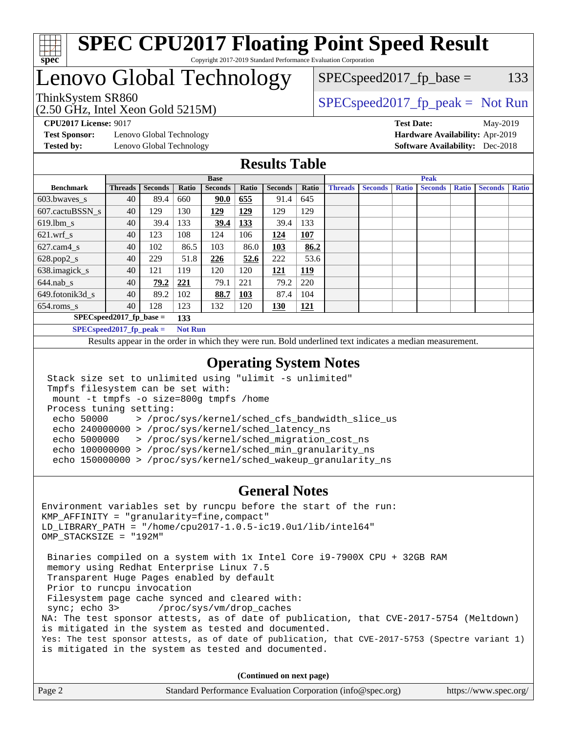# SPEC CPU2017 Floating Point Speed Result

Copyright 2017-2019 Standard Performance Evaluation Corporation

# Lenovo Global Technology

ThinkSystem SR860
(2.50 GHz, Intel Xeon Gold 5215M)

SPECspeed2017_fp_base = 133

SPECspeed2017_fp_peak = Not Run

**CPU2017 License:** 9017
**Test Sponsor:** Lenovo Global Technology
**Tested by:** Lenovo Global Technology

**Test Date:** May-2019
**Hardware Availability:** Apr-2019
**Software Availability:** Dec-2018

## Results Table

| Benchmark | Base | | | | | | | Peak | | | | | | |
|---|---|---|---|---|---|---|---|---|---|---|---|---|---|---|
| | Threads | Seconds | Ratio | Seconds | Ratio | Seconds | Ratio | Threads | Seconds | Ratio | Seconds | Ratio | Seconds | Ratio |
| 603.bwaves_s | 40 | 89.4 | 660 | **90.0** | **655** | 91.4 | 645 | | | | | | | |
| 607.cactuBSSN_s | 40 | 129 | 130 | **129** | **129** | 129 | 129 | | | | | | | |
| 619.lbm_s | 40 | 39.4 | 133 | **39.4** | **133** | 39.4 | 133 | | | | | | | |
| 621.wrf_s | 40 | 123 | 108 | 124 | 106 | **124** | **107** | | | | | | | |
| 627.cam4_s | 40 | 102 | 86.5 | 103 | 86.0 | **103** | **86.2** | | | | | | | |
| 628.pop2_s | 40 | 229 | 51.8 | **226** | **52.6** | 222 | 53.6 | | | | | | | |
| 638.imagick_s | 40 | 121 | 119 | 120 | 120 | **121** | **119** | | | | | | | |
| 644.nab_s | 40 | **79.2** | **221** | 79.1 | 221 | 79.2 | 220 | | | | | | | |
| 649.fotonik3d_s | 40 | 89.2 | 102 | **88.7** | **103** | 87.4 | 104 | | | | | | | |
| 654.roms_s | 40 | 128 | 123 | 132 | 120 | **130** | **121** | | | | | | | |

**SPECspeed2017_fp_base =** 133

**SPECspeed2017_fp_peak =** Not Run

Results appear in the order in which they were run. Bold underlined text indicates a median measurement.

## Operating System Notes

```
Stack size set to unlimited using "ulimit -s unlimited"
Tmpfs filesystem can be set with:
 mount -t tmpfs -o size=800g tmpfs /home
Process tuning setting:
 echo 50000     > /proc/sys/kernel/sched_cfs_bandwidth_slice_us
 echo 240000000 > /proc/sys/kernel/sched_latency_ns
 echo 5000000   > /proc/sys/kernel/sched_migration_cost_ns
 echo 100000000 > /proc/sys/kernel/sched_min_granularity_ns
 echo 150000000 > /proc/sys/kernel/sched_wakeup_granularity_ns
```

## General Notes

```
Environment variables set by runcpu before the start of the run:
KMP_AFFINITY = "granularity=fine,compact"
LD_LIBRARY_PATH = "/home/cpu2017-1.0.5-ic19.0u1/lib/intel64"
OMP_STACKSIZE = "192M"

 Binaries compiled on a system with 1x Intel Core i9-7900X CPU + 32GB RAM
 memory using Redhat Enterprise Linux 7.5
 Transparent Huge Pages enabled by default
 Prior to runcpu invocation
 Filesystem page cache synced and cleared with:
 sync; echo 3>       /proc/sys/vm/drop_caches
NA: The test sponsor attests, as of date of publication, that CVE-2017-5754 (Meltdown)
is mitigated in the system as tested and documented.
Yes: The test sponsor attests, as of date of publication, that CVE-2017-5753 (Spectre variant 1)
is mitigated in the system as tested and documented.
```

**(Continued on next page)**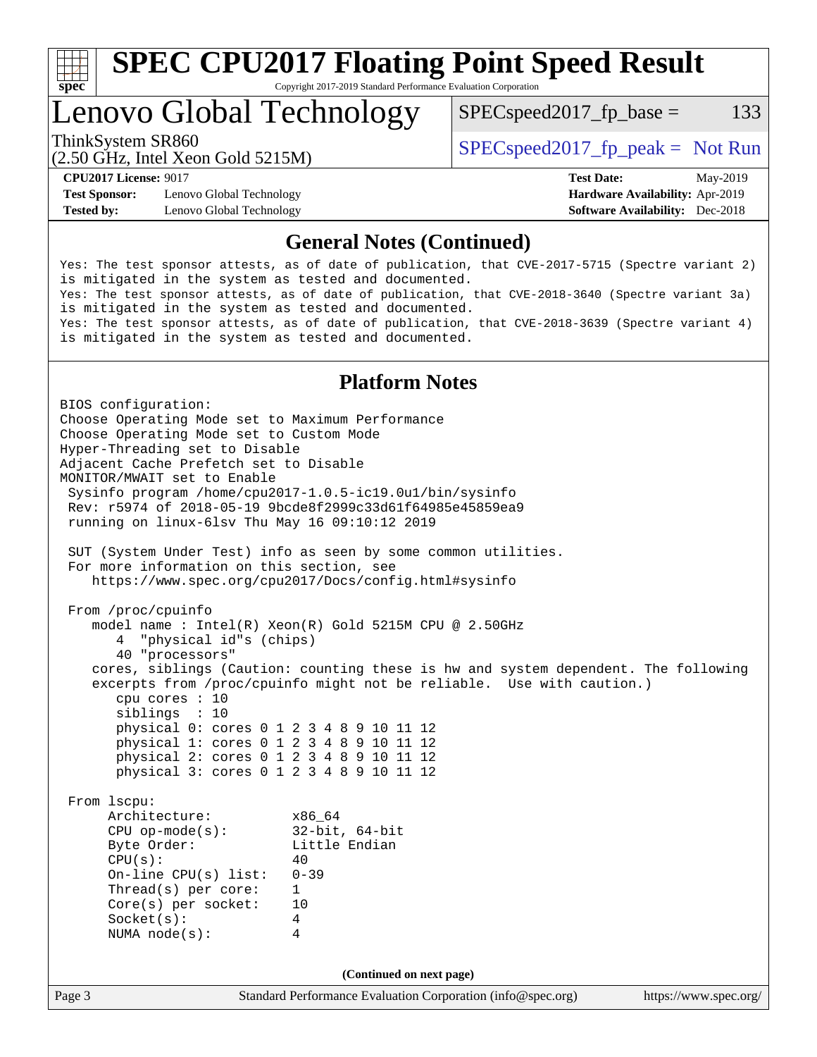## General Notes (Continued)

```
Yes: The test sponsor attests, as of date of publication, that CVE-2017-5715 (Spectre variant 2)
is mitigated in the system as tested and documented.
Yes: The test sponsor attests, as of date of publication, that CVE-2018-3640 (Spectre variant 3a)
is mitigated in the system as tested and documented.
Yes: The test sponsor attests, as of date of publication, that CVE-2018-3639 (Spectre variant 4)
is mitigated in the system as tested and documented.
```

## Platform Notes

```
BIOS configuration:
Choose Operating Mode set to Maximum Performance
Choose Operating Mode set to Custom Mode
Hyper-Threading set to Disable
Adjacent Cache Prefetch set to Disable
MONITOR/MWAIT set to Enable
 Sysinfo program /home/cpu2017-1.0.5-ic19.0u1/bin/sysinfo
 Rev: r5974 of 2018-05-19 9bcde8f2999c33d61f64985e45859ea9
 running on linux-6lsv Thu May 16 09:10:12 2019

 SUT (System Under Test) info as seen by some common utilities.
 For more information on this section, see
    https://www.spec.org/cpu2017/Docs/config.html#sysinfo

 From /proc/cpuinfo
    model name : Intel(R) Xeon(R) Gold 5215M CPU @ 2.50GHz
       4  "physical id"s (chips)
       40 "processors"
    cores, siblings (Caution: counting these is hw and system dependent. The following
    excerpts from /proc/cpuinfo might not be reliable.  Use with caution.)
       cpu cores : 10
       siblings  : 10
       physical 0: cores 0 1 2 3 4 8 9 10 11 12
       physical 1: cores 0 1 2 3 4 8 9 10 11 12
       physical 2: cores 0 1 2 3 4 8 9 10 11 12
       physical 3: cores 0 1 2 3 4 8 9 10 11 12

 From lscpu:
      Architecture:          x86_64
      CPU op-mode(s):        32-bit, 64-bit
      Byte Order:            Little Endian
      CPU(s):                40
      On-line CPU(s) list:   0-39
      Thread(s) per core:    1
      Core(s) per socket:    10
      Socket(s):             4
      NUMA node(s):          4
```

(Continued on next page)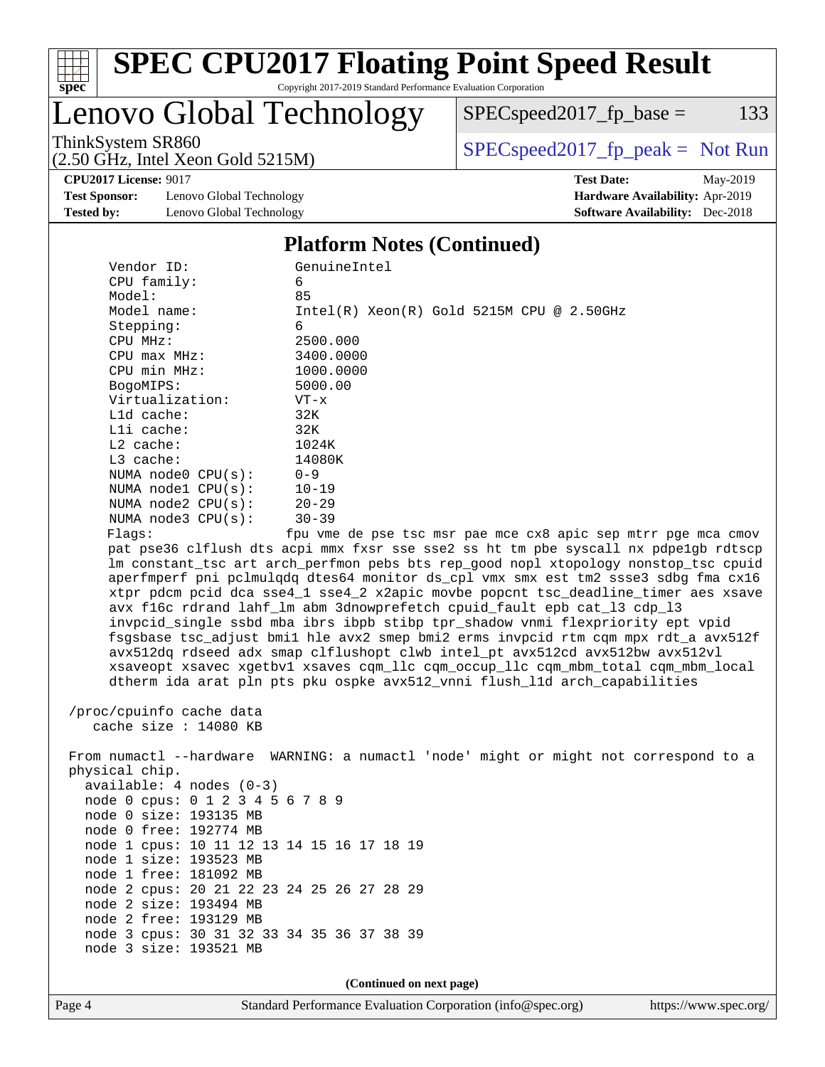# SPEC CPU2017 Floating Point Speed Result

Copyright 2017-2019 Standard Performance Evaluation Corporation

## Lenovo Global Technology

ThinkSystem SR860
(2.50 GHz, Intel Xeon Gold 5215M)

SPECspeed2017_fp_base = 133

SPECspeed2017_fp_peak = Not Run

**CPU2017 License:** 9017
**Test Sponsor:** Lenovo Global Technology
**Tested by:** Lenovo Global Technology

**Test Date:** May-2019
**Hardware Availability:** Apr-2019
**Software Availability:** Dec-2018

### Platform Notes (Continued)

```
     Vendor ID:              GenuineIntel
     CPU family:             6
     Model:                  85
     Model name:             Intel(R) Xeon(R) Gold 5215M CPU @ 2.50GHz
     Stepping:               6
     CPU MHz:                2500.000
     CPU max MHz:            3400.0000
     CPU min MHz:            1000.0000
     BogoMIPS:               5000.00
     Virtualization:         VT-x
     L1d cache:              32K
     L1i cache:              32K
     L2 cache:               1024K
     L3 cache:               14080K
     NUMA node0 CPU(s):      0-9
     NUMA node1 CPU(s):      10-19
     NUMA node2 CPU(s):      20-29
     NUMA node3 CPU(s):      30-39
     Flags:                 fpu vme de pse tsc msr pae mce cx8 apic sep mtrr pge mca cmov
     pat pse36 clflush dts acpi mmx fxsr sse sse2 ss ht tm pbe syscall nx pdpe1gb rdtscp
     lm constant_tsc art arch_perfmon pebs bts rep_good nopl xtopology nonstop_tsc cpuid
     aperfmperf pni pclmulqdq dtes64 monitor ds_cpl vmx smx est tm2 ssse3 sdbg fma cx16
     xtpr pdcm pcid dca sse4_1 sse4_2 x2apic movbe popcnt tsc_deadline_timer aes xsave
     avx f16c rdrand lahf_lm abm 3dnowprefetch cpuid_fault epb cat_l3 cdp_l3
     invpcid_single ssbd mba ibrs ibpb stibp tpr_shadow vnmi flexpriority ept vpid
     fsgsbase tsc_adjust bmi1 hle avx2 smep bmi2 erms invpcid rtm cqm mpx rdt_a avx512f
     avx512dq rdseed adx smap clflushopt clwb intel_pt avx512cd avx512bw avx512vl
     xsaveopt xsavec xgetbv1 xsaves cqm_llc cqm_occup_llc cqm_mbm_total cqm_mbm_local
     dtherm ida arat pln pts pku ospke avx512_vnni flush_l1d arch_capabilities

 /proc/cpuinfo cache data
    cache size : 14080 KB

 From numactl --hardware  WARNING: a numactl 'node' might or might not correspond to a
 physical chip.
   available: 4 nodes (0-3)
   node 0 cpus: 0 1 2 3 4 5 6 7 8 9
   node 0 size: 193135 MB
   node 0 free: 192774 MB
   node 1 cpus: 10 11 12 13 14 15 16 17 18 19
   node 1 size: 193523 MB
   node 1 free: 181092 MB
   node 2 cpus: 20 21 22 23 24 25 26 27 28 29
   node 2 size: 193494 MB
   node 2 free: 193129 MB
   node 3 cpus: 30 31 32 33 34 35 36 37 38 39
   node 3 size: 193521 MB
```

(Continued on next page)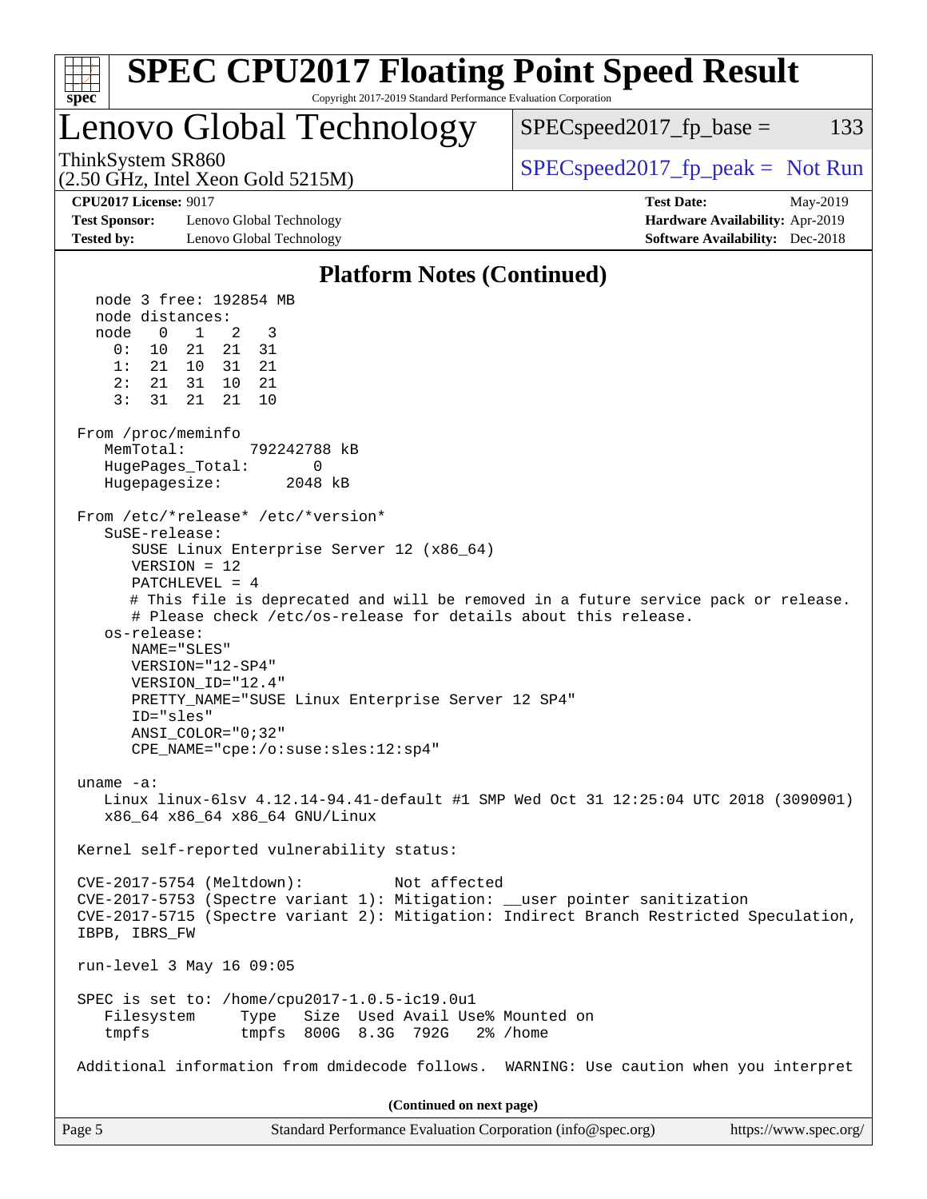## Platform Notes (Continued)

```
  node 3 free: 192854 MB
  node distances:
  node   0   1   2   3
    0:  10  21  21  31
    1:  21  10  31  21
    2:  21  31  10  21
    3:  31  21  21  10

From /proc/meminfo
   MemTotal:       792242788 kB
   HugePages_Total:       0
   Hugepagesize:       2048 kB

From /etc/*release* /etc/*version*
   SuSE-release:
      SUSE Linux Enterprise Server 12 (x86_64)
      VERSION = 12
      PATCHLEVEL = 4
      # This file is deprecated and will be removed in a future service pack or release.
      # Please check /etc/os-release for details about this release.
   os-release:
      NAME="SLES"
      VERSION="12-SP4"
      VERSION_ID="12.4"
      PRETTY_NAME="SUSE Linux Enterprise Server 12 SP4"
      ID="sles"
      ANSI_COLOR="0;32"
      CPE_NAME="cpe:/o:suse:sles:12:sp4"

uname -a:
   Linux linux-6lsv 4.12.14-94.41-default #1 SMP Wed Oct 31 12:25:04 UTC 2018 (3090901)
   x86_64 x86_64 x86_64 GNU/Linux

Kernel self-reported vulnerability status:

CVE-2017-5754 (Meltdown):          Not affected
CVE-2017-5753 (Spectre variant 1): Mitigation: __user pointer sanitization
CVE-2017-5715 (Spectre variant 2): Mitigation: Indirect Branch Restricted Speculation,
IBPB, IBRS_FW

run-level 3 May 16 09:05

SPEC is set to: /home/cpu2017-1.0.5-ic19.0u1
   Filesystem     Type   Size  Used Avail Use% Mounted on
   tmpfs          tmpfs  800G  8.3G  792G   2% /home

Additional information from dmidecode follows.  WARNING: Use caution when you interpret
```

(Continued on next page)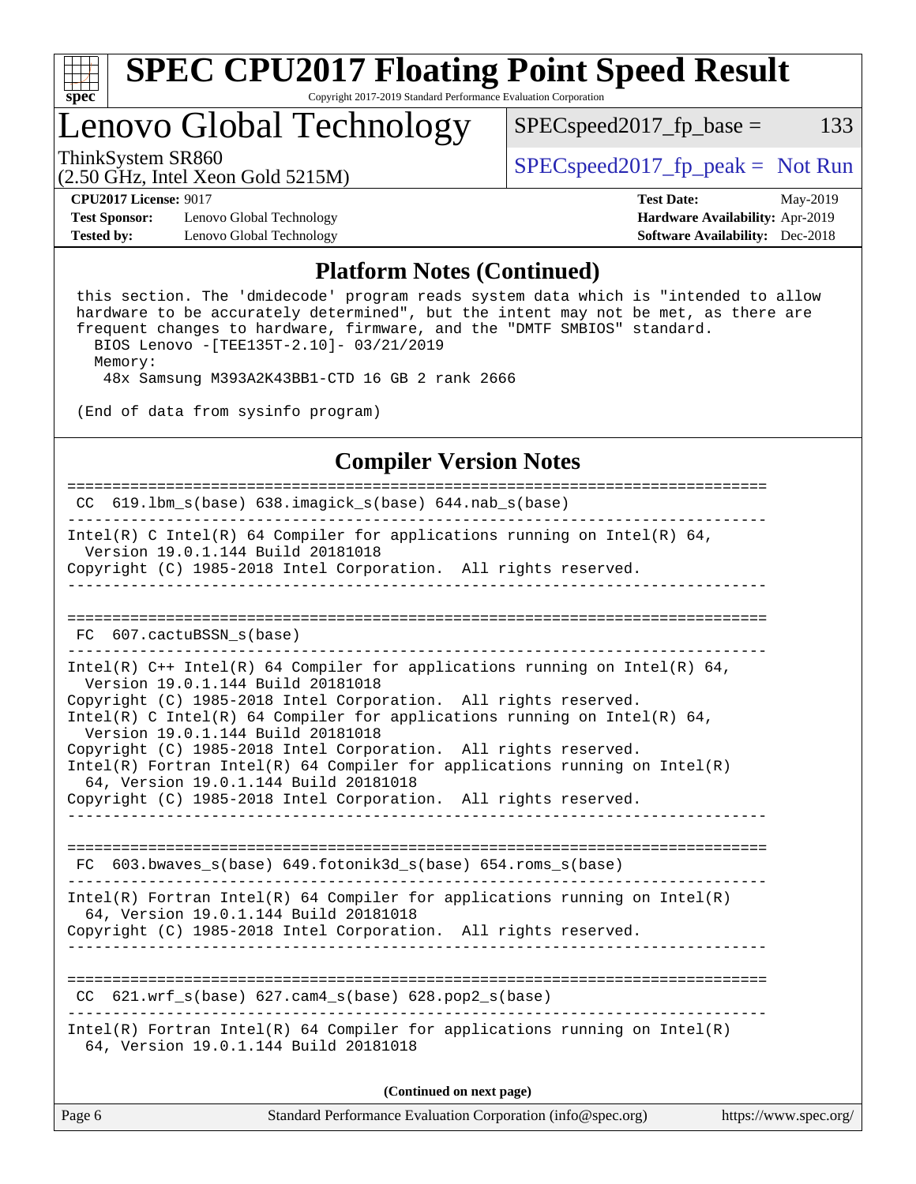# SPEC CPU2017 Floating Point Speed Result

Copyright 2017-2019 Standard Performance Evaluation Corporation

## Lenovo Global Technology

ThinkSystem SR860
(2.50 GHz, Intel Xeon Gold 5215M)

SPECspeed2017_fp_base = 133

SPECspeed2017_fp_peak = Not Run

**CPU2017 License:** 9017
**Test Sponsor:** Lenovo Global Technology
**Tested by:** Lenovo Global Technology

**Test Date:** May-2019
**Hardware Availability:** Apr-2019
**Software Availability:** Dec-2018

### Platform Notes (Continued)

```
 this section. The 'dmidecode' program reads system data which is "intended to allow
 hardware to be accurately determined", but the intent may not be met, as there are
 frequent changes to hardware, firmware, and the "DMTF SMBIOS" standard.
   BIOS Lenovo -[TEE135T-2.10]- 03/21/2019
   Memory:
    48x Samsung M393A2K43BB1-CTD 16 GB 2 rank 2666

 (End of data from sysinfo program)
```

### Compiler Version Notes

```
==============================================================================
 CC  619.lbm_s(base) 638.imagick_s(base) 644.nab_s(base)
------------------------------------------------------------------------------
Intel(R) C Intel(R) 64 Compiler for applications running on Intel(R) 64,
  Version 19.0.1.144 Build 20181018
Copyright (C) 1985-2018 Intel Corporation.  All rights reserved.
------------------------------------------------------------------------------

==============================================================================
 FC  607.cactuBSSN_s(base)
------------------------------------------------------------------------------
Intel(R) C++ Intel(R) 64 Compiler for applications running on Intel(R) 64,
  Version 19.0.1.144 Build 20181018
Copyright (C) 1985-2018 Intel Corporation.  All rights reserved.
Intel(R) C Intel(R) 64 Compiler for applications running on Intel(R) 64,
  Version 19.0.1.144 Build 20181018
Copyright (C) 1985-2018 Intel Corporation.  All rights reserved.
Intel(R) Fortran Intel(R) 64 Compiler for applications running on Intel(R)
  64, Version 19.0.1.144 Build 20181018
Copyright (C) 1985-2018 Intel Corporation.  All rights reserved.
------------------------------------------------------------------------------

==============================================================================
 FC  603.bwaves_s(base) 649.fotonik3d_s(base) 654.roms_s(base)
------------------------------------------------------------------------------
Intel(R) Fortran Intel(R) 64 Compiler for applications running on Intel(R)
  64, Version 19.0.1.144 Build 20181018
Copyright (C) 1985-2018 Intel Corporation.  All rights reserved.
------------------------------------------------------------------------------

==============================================================================
 CC  621.wrf_s(base) 627.cam4_s(base) 628.pop2_s(base)
------------------------------------------------------------------------------
Intel(R) Fortran Intel(R) 64 Compiler for applications running on Intel(R)
  64, Version 19.0.1.144 Build 20181018
```

(Continued on next page)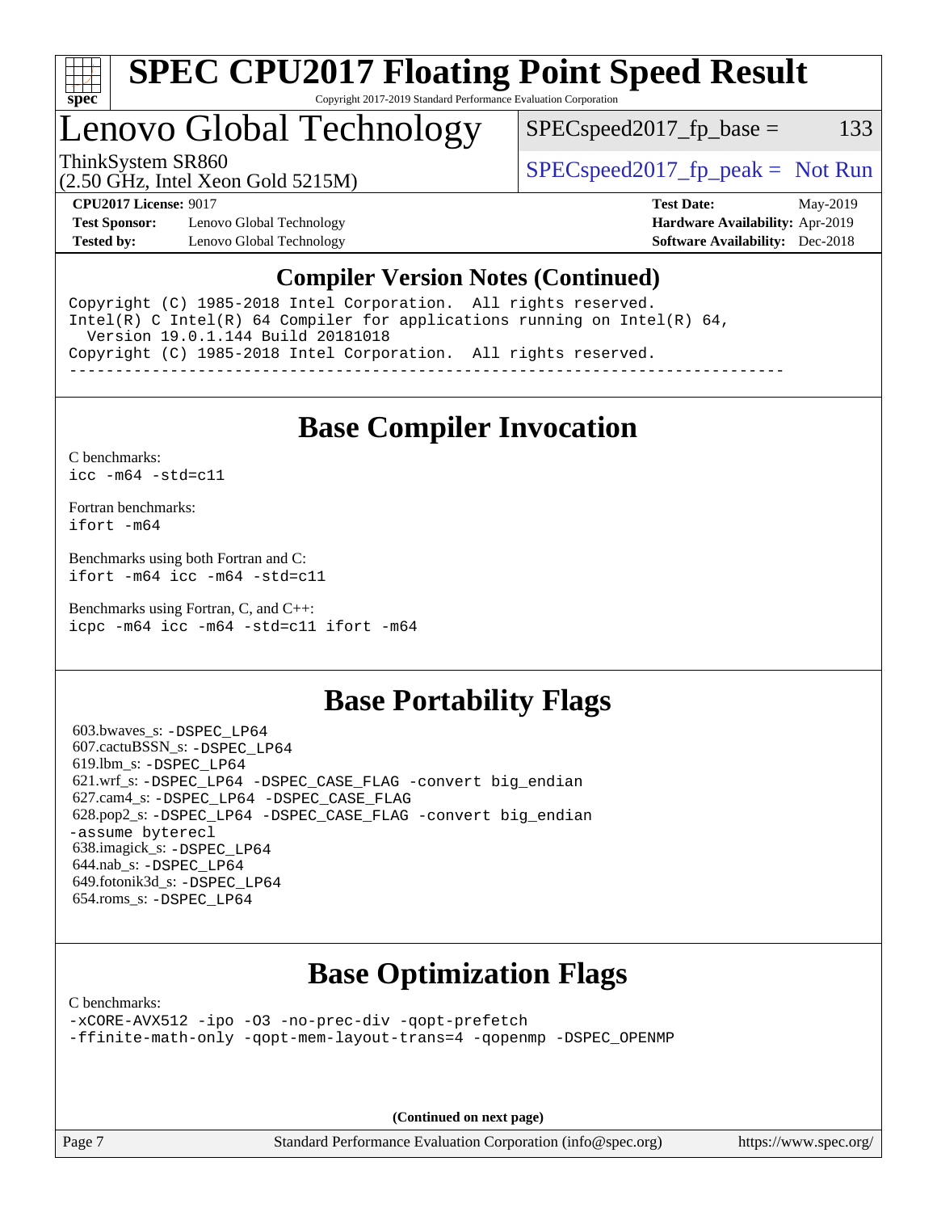## Compiler Version Notes (Continued)

```
Copyright (C) 1985-2018 Intel Corporation.  All rights reserved.
Intel(R) C Intel(R) 64 Compiler for applications running on Intel(R) 64,
  Version 19.0.1.144 Build 20181018
Copyright (C) 1985-2018 Intel Corporation.  All rights reserved.
------------------------------------------------------------------------------
```

## Base Compiler Invocation

C benchmarks:
`icc -m64 -std=c11`

Fortran benchmarks:
`ifort -m64`

Benchmarks using both Fortran and C:
`ifort -m64 icc -m64 -std=c11`

Benchmarks using Fortran, C, and C++:
`icpc -m64 icc -m64 -std=c11 ifort -m64`

## Base Portability Flags

603.bwaves_s: `-DSPEC_LP64`
607.cactuBSSN_s: `-DSPEC_LP64`
619.lbm_s: `-DSPEC_LP64`
621.wrf_s: `-DSPEC_LP64 -DSPEC_CASE_FLAG -convert big_endian`
627.cam4_s: `-DSPEC_LP64 -DSPEC_CASE_FLAG`
628.pop2_s: `-DSPEC_LP64 -DSPEC_CASE_FLAG -convert big_endian -assume byterecl`
638.imagick_s: `-DSPEC_LP64`
644.nab_s: `-DSPEC_LP64`
649.fotonik3d_s: `-DSPEC_LP64`
654.roms_s: `-DSPEC_LP64`

## Base Optimization Flags

C benchmarks:
`-xCORE-AVX512 -ipo -O3 -no-prec-div -qopt-prefetch -ffinite-math-only -qopt-mem-layout-trans=4 -qopenmp -DSPEC_OPENMP`

**(Continued on next page)**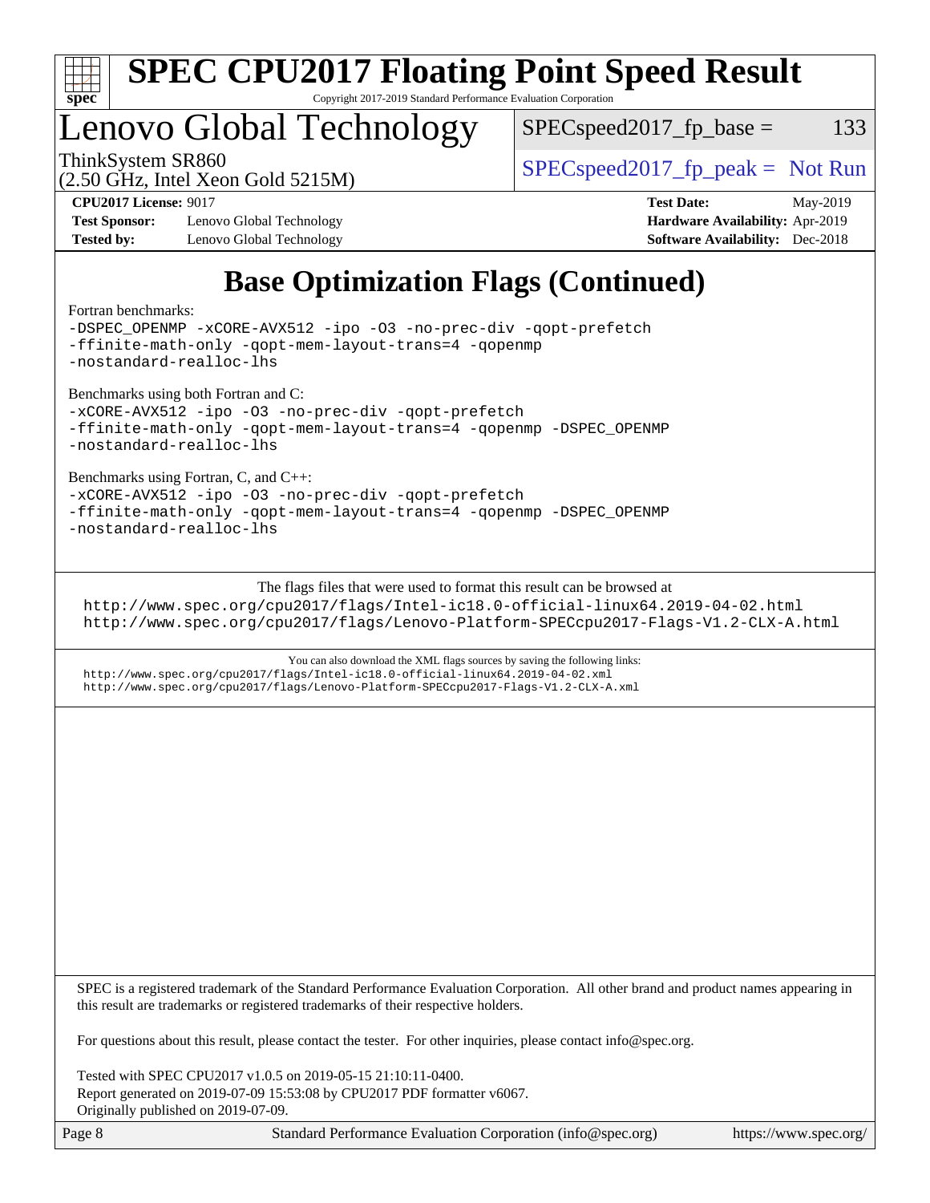# Base Optimization Flags (Continued)

Fortran benchmarks:

-DSPEC_OPENMP -xCORE-AVX512 -ipo -O3 -no-prec-div -qopt-prefetch -ffinite-math-only -qopt-mem-layout-trans=4 -qopenmp -nostandard-realloc-lhs

Benchmarks using both Fortran and C:

-xCORE-AVX512 -ipo -O3 -no-prec-div -qopt-prefetch -ffinite-math-only -qopt-mem-layout-trans=4 -qopenmp -DSPEC_OPENMP -nostandard-realloc-lhs

Benchmarks using Fortran, C, and C++:

-xCORE-AVX512 -ipo -O3 -no-prec-div -qopt-prefetch -ffinite-math-only -qopt-mem-layout-trans=4 -qopenmp -DSPEC_OPENMP -nostandard-realloc-lhs

The flags files that were used to format this result can be browsed at

http://www.spec.org/cpu2017/flags/Intel-ic18.0-official-linux64.2019-04-02.html
http://www.spec.org/cpu2017/flags/Lenovo-Platform-SPECcpu2017-Flags-V1.2-CLX-A.html

You can also download the XML flags sources by saving the following links:

http://www.spec.org/cpu2017/flags/Intel-ic18.0-official-linux64.2019-04-02.xml
http://www.spec.org/cpu2017/flags/Lenovo-Platform-SPECcpu2017-Flags-V1.2-CLX-A.xml

SPEC is a registered trademark of the Standard Performance Evaluation Corporation. All other brand and product names appearing in this result are trademarks or registered trademarks of their respective holders.

For questions about this result, please contact the tester. For other inquiries, please contact info@spec.org.

Tested with SPEC CPU2017 v1.0.5 on 2019-05-15 21:10:11-0400.
Report generated on 2019-07-09 15:53:08 by CPU2017 PDF formatter v6067.
Originally published on 2019-07-09.